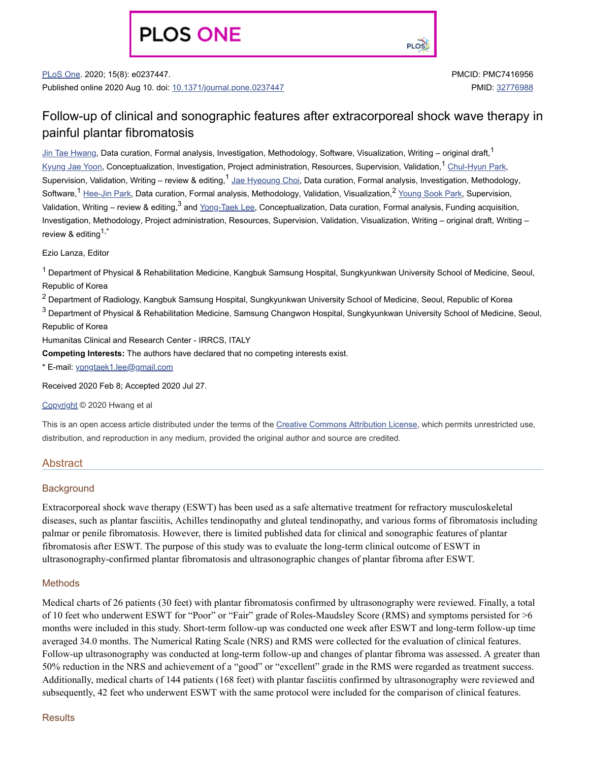PLOS ONE

PLoS One. 2020; 15(8): e0237447.
Published online 2020 Aug 10. doi: 10.1371/journal.pone.0237447

PMCID: PMC7416956
PMID: 32776988

# Follow-up of clinical and sonographic features after extracorporeal shock wave therapy in painful plantar fibromatosis

Jin Tae Hwang, Data curation, Formal analysis, Investigation, Methodology, Software, Visualization, Writing – original draft,[1] Kyung Jae Yoon, Conceptualization, Investigation, Project administration, Resources, Supervision, Validation,[1] Chul-Hyun Park, Supervision, Validation, Writing – review & editing,[1] Jae Hyeoung Choi, Data curation, Formal analysis, Investigation, Methodology, Software,[1] Hee-Jin Park, Data curation, Formal analysis, Methodology, Validation, Visualization,[2] Young Sook Park, Supervision, Validation, Writing – review & editing,[3] and Yong-Taek Lee, Conceptualization, Data curation, Formal analysis, Funding acquisition, Investigation, Methodology, Project administration, Resources, Supervision, Validation, Visualization, Writing – original draft, Writing – review & editing[1,*]

Ezio Lanza, Editor

[1] Department of Physical & Rehabilitation Medicine, Kangbuk Samsung Hospital, Sungkyunkwan University School of Medicine, Seoul, Republic of Korea

[2] Department of Radiology, Kangbuk Samsung Hospital, Sungkyunkwan University School of Medicine, Seoul, Republic of Korea

[3] Department of Physical & Rehabilitation Medicine, Samsung Changwon Hospital, Sungkyunkwan University School of Medicine, Seoul, Republic of Korea

Humanitas Clinical and Research Center - IRRCS, ITALY

**Competing Interests:** The authors have declared that no competing interests exist.

* E-mail: yongtaek1.lee@gmail.com

Received 2020 Feb 8; Accepted 2020 Jul 27.

Copyright © 2020 Hwang et al

This is an open access article distributed under the terms of the Creative Commons Attribution License, which permits unrestricted use, distribution, and reproduction in any medium, provided the original author and source are credited.

## Abstract

### Background

Extracorporeal shock wave therapy (ESWT) has been used as a safe alternative treatment for refractory musculoskeletal diseases, such as plantar fasciitis, Achilles tendinopathy and gluteal tendinopathy, and various forms of fibromatosis including palmar or penile fibromatosis. However, there is limited published data for clinical and sonographic features of plantar fibromatosis after ESWT. The purpose of this study was to evaluate the long-term clinical outcome of ESWT in ultrasonography-confirmed plantar fibromatosis and ultrasonographic changes of plantar fibroma after ESWT.

### Methods

Medical charts of 26 patients (30 feet) with plantar fibromatosis confirmed by ultrasonography were reviewed. Finally, a total of 10 feet who underwent ESWT for "Poor" or "Fair" grade of Roles-Maudsley Score (RMS) and symptoms persisted for >6 months were included in this study. Short-term follow-up was conducted one week after ESWT and long-term follow-up time averaged 34.0 months. The Numerical Rating Scale (NRS) and RMS were collected for the evaluation of clinical features. Follow-up ultrasonography was conducted at long-term follow-up and changes of plantar fibroma was assessed. A greater than 50% reduction in the NRS and achievement of a "good" or "excellent" grade in the RMS were regarded as treatment success. Additionally, medical charts of 144 patients (168 feet) with plantar fasciitis confirmed by ultrasonography were reviewed and subsequently, 42 feet who underwent ESWT with the same protocol were included for the comparison of clinical features.

### Results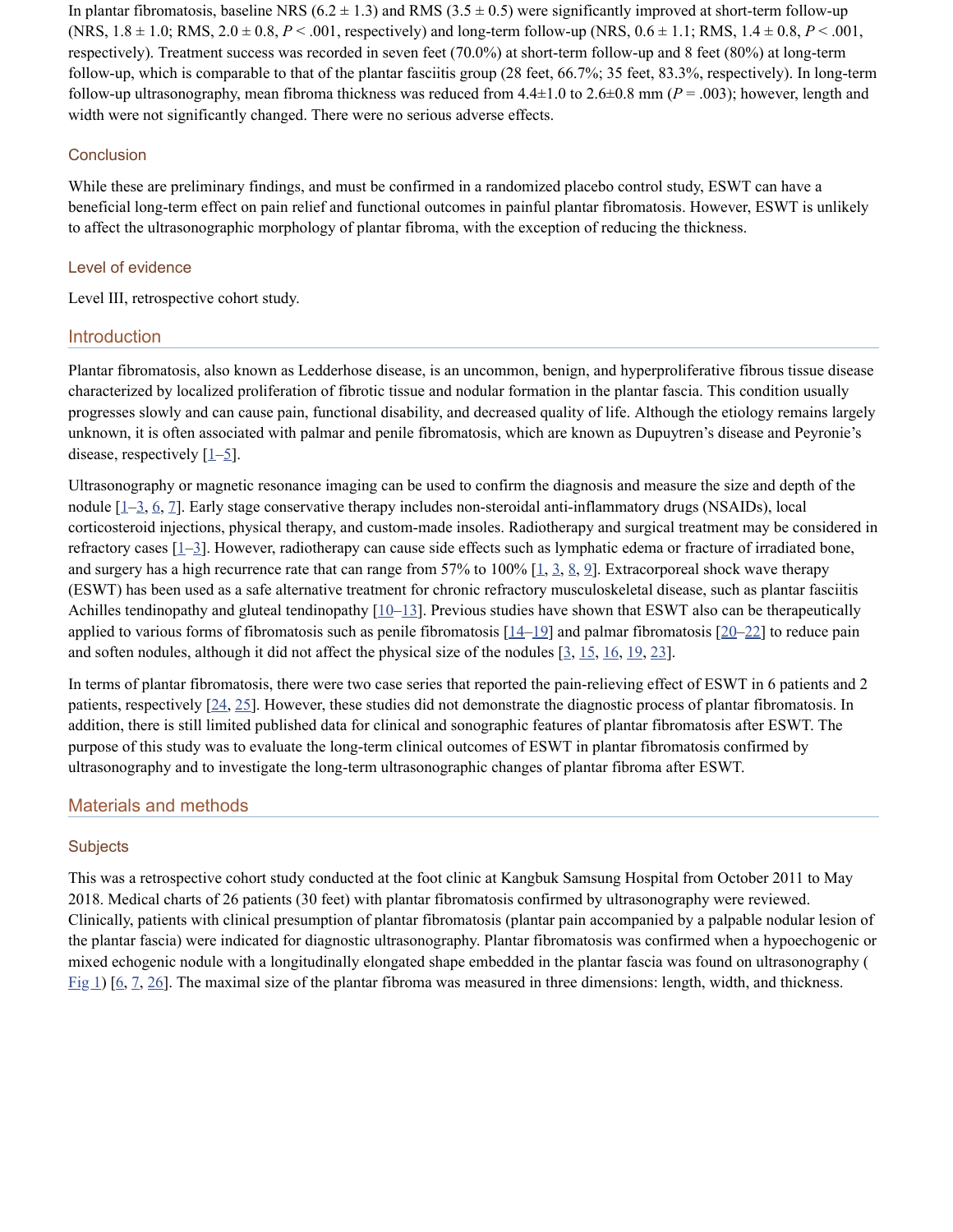In plantar fibromatosis, baseline NRS (6.2 ± 1.3) and RMS (3.5 ± 0.5) were significantly improved at short-term follow-up (NRS, 1.8 ± 1.0; RMS, 2.0 ± 0.8, $P < .001$, respectively) and long-term follow-up (NRS, 0.6 ± 1.1; RMS, 1.4 ± 0.8, $P < .001$, respectively). Treatment success was recorded in seven feet (70.0%) at short-term follow-up and 8 feet (80%) at long-term follow-up, which is comparable to that of the plantar fasciitis group (28 feet, 66.7%; 35 feet, 83.3%, respectively). In long-term follow-up ultrasonography, mean fibroma thickness was reduced from 4.4±1.0 to 2.6±0.8 mm ($P = .003$); however, length and width were not significantly changed. There were no serious adverse effects.

### Conclusion

While these are preliminary findings, and must be confirmed in a randomized placebo control study, ESWT can have a beneficial long-term effect on pain relief and functional outcomes in painful plantar fibromatosis. However, ESWT is unlikely to affect the ultrasonographic morphology of plantar fibroma, with the exception of reducing the thickness.

### Level of evidence

Level III, retrospective cohort study.

## Introduction

Plantar fibromatosis, also known as Ledderhose disease, is an uncommon, benign, and hyperproliferative fibrous tissue disease characterized by localized proliferation of fibrotic tissue and nodular formation in the plantar fascia. This condition usually progresses slowly and can cause pain, functional disability, and decreased quality of life. Although the etiology remains largely unknown, it is often associated with palmar and penile fibromatosis, which are known as Dupuytren's disease and Peyronie's disease, respectively [1–5].

Ultrasonography or magnetic resonance imaging can be used to confirm the diagnosis and measure the size and depth of the nodule [1–3, 6, 7]. Early stage conservative therapy includes non-steroidal anti-inflammatory drugs (NSAIDs), local corticosteroid injections, physical therapy, and custom-made insoles. Radiotherapy and surgical treatment may be considered in refractory cases [1–3]. However, radiotherapy can cause side effects such as lymphatic edema or fracture of irradiated bone, and surgery has a high recurrence rate that can range from 57% to 100% [1, 3, 8, 9]. Extracorporeal shock wave therapy (ESWT) has been used as a safe alternative treatment for chronic refractory musculoskeletal disease, such as plantar fasciitis Achilles tendinopathy and gluteal tendinopathy [10–13]. Previous studies have shown that ESWT also can be therapeutically applied to various forms of fibromatosis such as penile fibromatosis [14–19] and palmar fibromatosis [20–22] to reduce pain and soften nodules, although it did not affect the physical size of the nodules [3, 15, 16, 19, 23].

In terms of plantar fibromatosis, there were two case series that reported the pain-relieving effect of ESWT in 6 patients and 2 patients, respectively [24, 25]. However, these studies did not demonstrate the diagnostic process of plantar fibromatosis. In addition, there is still limited published data for clinical and sonographic features of plantar fibromatosis after ESWT. The purpose of this study was to evaluate the long-term clinical outcomes of ESWT in plantar fibromatosis confirmed by ultrasonography and to investigate the long-term ultrasonographic changes of plantar fibroma after ESWT.

## Materials and methods

### Subjects

This was a retrospective cohort study conducted at the foot clinic at Kangbuk Samsung Hospital from October 2011 to May 2018. Medical charts of 26 patients (30 feet) with plantar fibromatosis confirmed by ultrasonography were reviewed. Clinically, patients with clinical presumption of plantar fibromatosis (plantar pain accompanied by a palpable nodular lesion of the plantar fascia) were indicated for diagnostic ultrasonography. Plantar fibromatosis was confirmed when a hypoechogenic or mixed echogenic nodule with a longitudinally elongated shape embedded in the plantar fascia was found on ultrasonography (Fig 1) [6, 7, 26]. The maximal size of the plantar fibroma was measured in three dimensions: length, width, and thickness.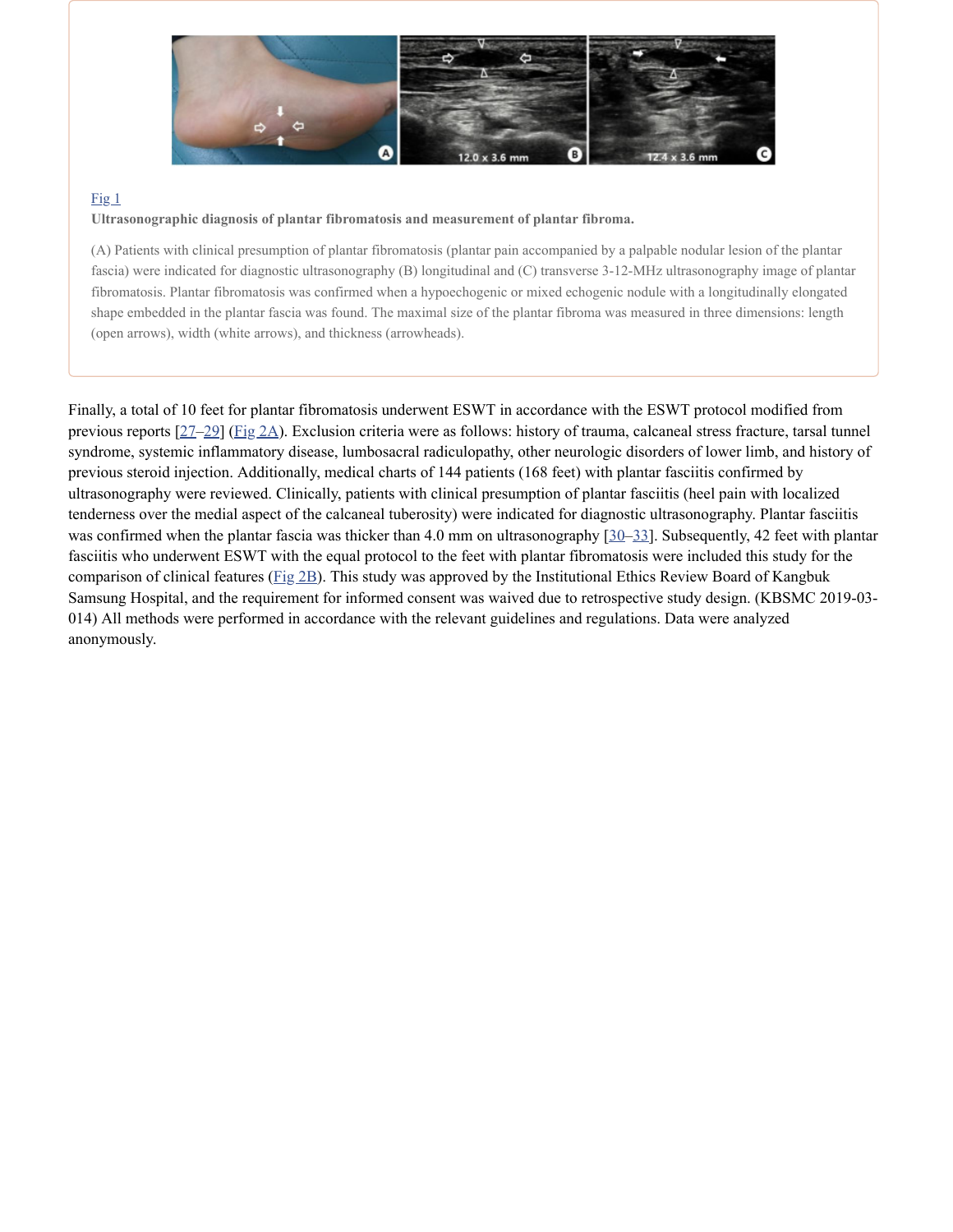Fig 1

**Ultrasonographic diagnosis of plantar fibromatosis and measurement of plantar fibroma.**

(A) Patients with clinical presumption of plantar fibromatosis (plantar pain accompanied by a palpable nodular lesion of the plantar fascia) were indicated for diagnostic ultrasonography (B) longitudinal and (C) transverse 3-12-MHz ultrasonography image of plantar fibromatosis. Plantar fibromatosis was confirmed when a hypoechogenic or mixed echogenic nodule with a longitudinally elongated shape embedded in the plantar fascia was found. The maximal size of the plantar fibroma was measured in three dimensions: length (open arrows), width (white arrows), and thickness (arrowheads).

Finally, a total of 10 feet for plantar fibromatosis underwent ESWT in accordance with the ESWT protocol modified from previous reports [27–29] (Fig 2A). Exclusion criteria were as follows: history of trauma, calcaneal stress fracture, tarsal tunnel syndrome, systemic inflammatory disease, lumbosacral radiculopathy, other neurologic disorders of lower limb, and history of previous steroid injection. Additionally, medical charts of 144 patients (168 feet) with plantar fasciitis confirmed by ultrasonography were reviewed. Clinically, patients with clinical presumption of plantar fasciitis (heel pain with localized tenderness over the medial aspect of the calcaneal tuberosity) were indicated for diagnostic ultrasonography. Plantar fasciitis was confirmed when the plantar fascia was thicker than 4.0 mm on ultrasonography [30–33]. Subsequently, 42 feet with plantar fasciitis who underwent ESWT with the equal protocol to the feet with plantar fibromatosis were included this study for the comparison of clinical features (Fig 2B). This study was approved by the Institutional Ethics Review Board of Kangbuk Samsung Hospital, and the requirement for informed consent was waived due to retrospective study design. (KBSMC 2019-03-014) All methods were performed in accordance with the relevant guidelines and regulations. Data were analyzed anonymously.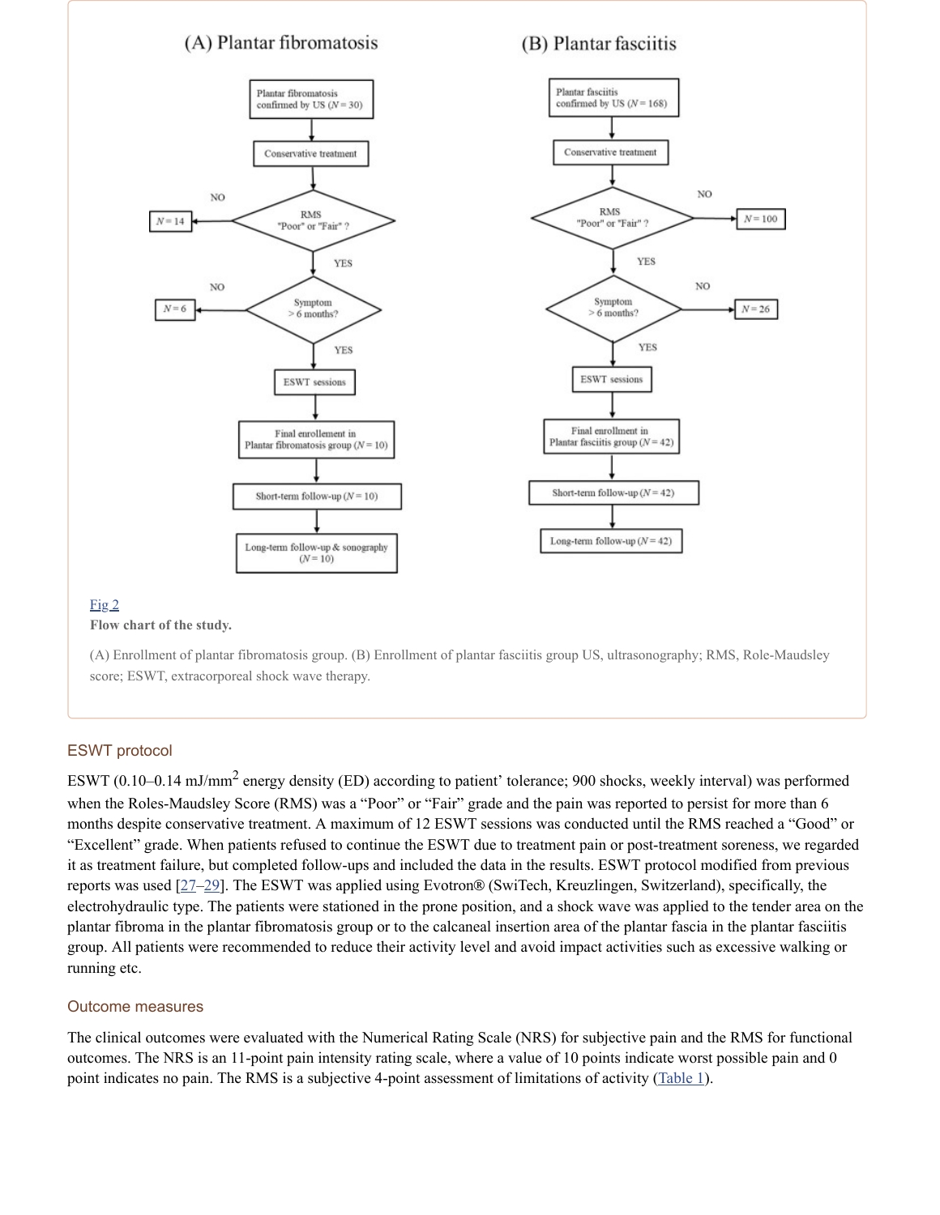Fig 2

**Flow chart of the study.**

(A) Enrollment of plantar fibromatosis group. (B) Enrollment of plantar fasciitis group US, ultrasonography; RMS, Role-Maudsley score; ESWT, extracorporeal shock wave therapy.

### ESWT protocol

ESWT (0.10–0.14 mJ/mm$^2$ energy density (ED) according to patient' tolerance; 900 shocks, weekly interval) was performed when the Roles-Maudsley Score (RMS) was a "Poor" or "Fair" grade and the pain was reported to persist for more than 6 months despite conservative treatment. A maximum of 12 ESWT sessions was conducted until the RMS reached a "Good" or "Excellent" grade. When patients refused to continue the ESWT due to treatment pain or post-treatment soreness, we regarded it as treatment failure, but completed follow-ups and included the data in the results. ESWT protocol modified from previous reports was used [27–29]. The ESWT was applied using Evotron® (SwiTech, Kreuzlingen, Switzerland), specifically, the electrohydraulic type. The patients were stationed in the prone position, and a shock wave was applied to the tender area on the plantar fibroma in the plantar fibromatosis group or to the calcaneal insertion area of the plantar fascia in the plantar fasciitis group. All patients were recommended to reduce their activity level and avoid impact activities such as excessive walking or running etc.

### Outcome measures

The clinical outcomes were evaluated with the Numerical Rating Scale (NRS) for subjective pain and the RMS for functional outcomes. The NRS is an 11-point pain intensity rating scale, where a value of 10 points indicate worst possible pain and 0 point indicates no pain. The RMS is a subjective 4-point assessment of limitations of activity (Table 1).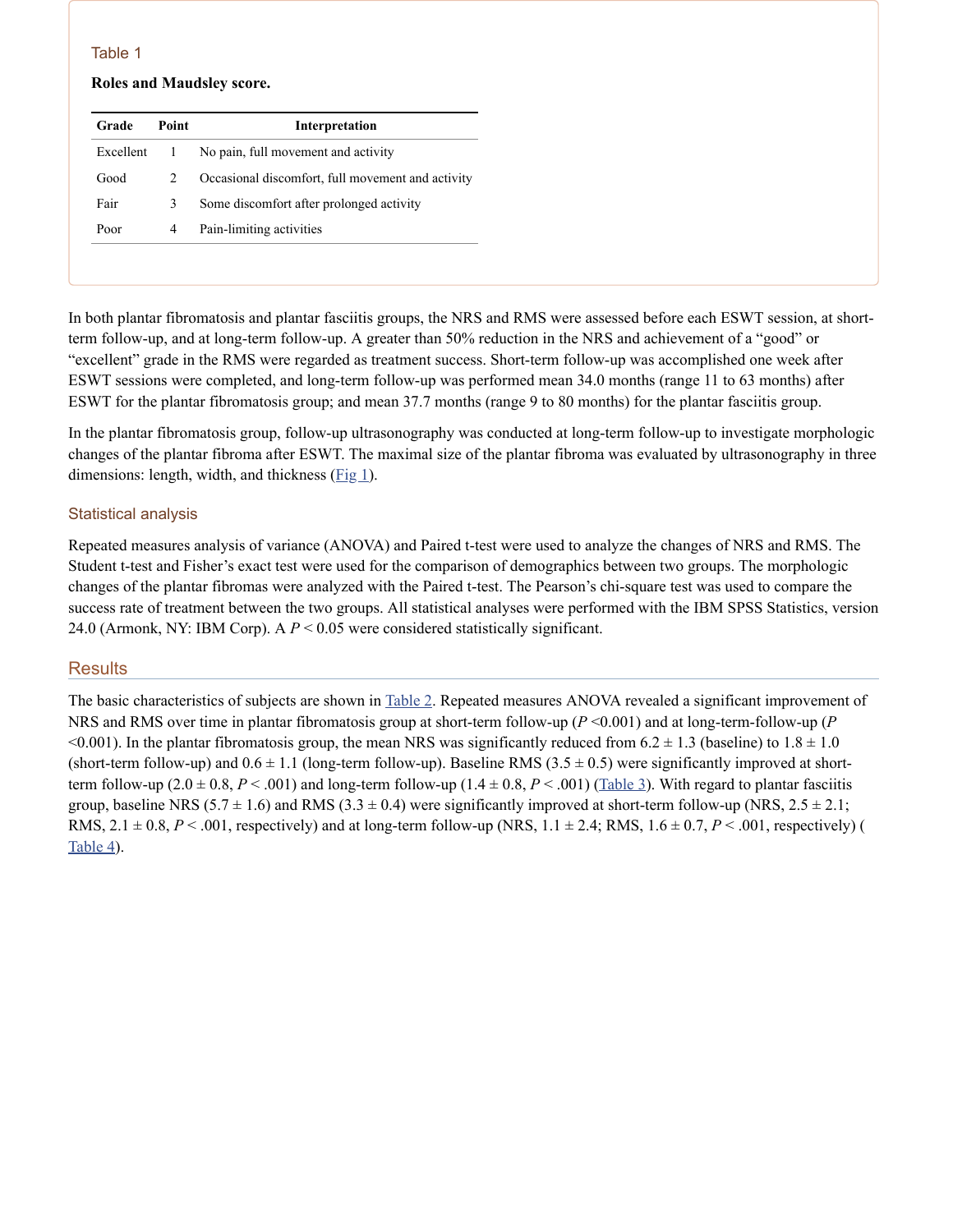Table 1

**Roles and Maudsley score.**

| Grade | Point | Interpretation |
|---|---|---|
| Excellent | 1 | No pain, full movement and activity |
| Good | 2 | Occasional discomfort, full movement and activity |
| Fair | 3 | Some discomfort after prolonged activity |
| Poor | 4 | Pain-limiting activities |

In both plantar fibromatosis and plantar fasciitis groups, the NRS and RMS were assessed before each ESWT session, at short-term follow-up, and at long-term follow-up. A greater than 50% reduction in the NRS and achievement of a "good" or "excellent" grade in the RMS were regarded as treatment success. Short-term follow-up was accomplished one week after ESWT sessions were completed, and long-term follow-up was performed mean 34.0 months (range 11 to 63 months) after ESWT for the plantar fibromatosis group; and mean 37.7 months (range 9 to 80 months) for the plantar fasciitis group.

In the plantar fibromatosis group, follow-up ultrasonography was conducted at long-term follow-up to investigate morphologic changes of the plantar fibroma after ESWT. The maximal size of the plantar fibroma was evaluated by ultrasonography in three dimensions: length, width, and thickness (Fig 1).

### Statistical analysis

Repeated measures analysis of variance (ANOVA) and Paired t-test were used to analyze the changes of NRS and RMS. The Student t-test and Fisher's exact test were used for the comparison of demographics between two groups. The morphologic changes of the plantar fibromas were analyzed with the Paired t-test. The Pearson's chi-square test was used to compare the success rate of treatment between the two groups. All statistical analyses were performed with the IBM SPSS Statistics, version 24.0 (Armonk, NY: IBM Corp). A $P < 0.05$ were considered statistically significant.

## Results

The basic characteristics of subjects are shown in Table 2. Repeated measures ANOVA revealed a significant improvement of NRS and RMS over time in plantar fibromatosis group at short-term follow-up ($P < 0.001$) and at long-term-follow-up ($P < 0.001$). In the plantar fibromatosis group, the mean NRS was significantly reduced from 6.2 ± 1.3 (baseline) to 1.8 ± 1.0 (short-term follow-up) and 0.6 ± 1.1 (long-term follow-up). Baseline RMS (3.5 ± 0.5) were significantly improved at short-term follow-up (2.0 ± 0.8, $P < .001$) and long-term follow-up (1.4 ± 0.8, $P < .001$) (Table 3). With regard to plantar fasciitis group, baseline NRS (5.7 ± 1.6) and RMS (3.3 ± 0.4) were significantly improved at short-term follow-up (NRS, 2.5 ± 2.1; RMS, 2.1 ± 0.8, $P < .001$, respectively) and at long-term follow-up (NRS, 1.1 ± 2.4; RMS, 1.6 ± 0.7, $P < .001$, respectively) (Table 4).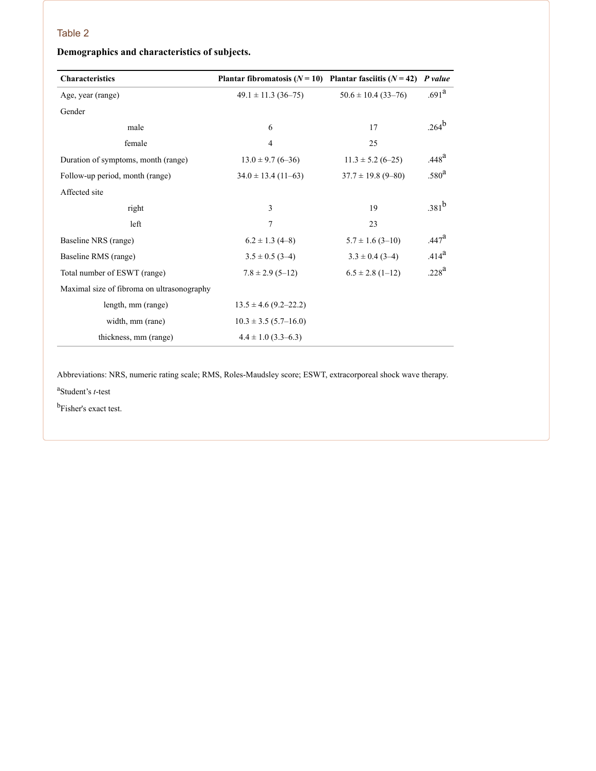Table 2

**Demographics and characteristics of subjects.**

| Characteristics | Plantar fibromatosis (*N* = 10) | Plantar fasciitis (*N* = 42) | *P value* |
|---|---|---|---|
| Age, year (range) | 49.1 ± 11.3 (36–75) | 50.6 ± 10.4 (33–76) | .691[a] |
| Gender | | | |
| male | 6 | 17 | .264[b] |
| female | 4 | 25 | |
| Duration of symptoms, month (range) | 13.0 ± 9.7 (6–36) | 11.3 ± 5.2 (6–25) | .448[a] |
| Follow-up period, month (range) | 34.0 ± 13.4 (11–63) | 37.7 ± 19.8 (9–80) | .580[a] |
| Affected site | | | |
| right | 3 | 19 | .381[b] |
| left | 7 | 23 | |
| Baseline NRS (range) | 6.2 ± 1.3 (4–8) | 5.7 ± 1.6 (3–10) | .447[a] |
| Baseline RMS (range) | 3.5 ± 0.5 (3–4) | 3.3 ± 0.4 (3–4) | .414[a] |
| Total number of ESWT (range) | 7.8 ± 2.9 (5–12) | 6.5 ± 2.8 (1–12) | .228[a] |
| Maximal size of fibroma on ultrasonography | | | |
| length, mm (range) | 13.5 ± 4.6 (9.2–22.2) | | |
| width, mm (rane) | 10.3 ± 3.5 (5.7–16.0) | | |
| thickness, mm (range) | 4.4 ± 1.0 (3.3–6.3) | | |

Abbreviations: NRS, numeric rating scale; RMS, Roles-Maudsley score; ESWT, extracorporeal shock wave therapy.

[a]Student's *t*-test

[b]Fisher's exact test.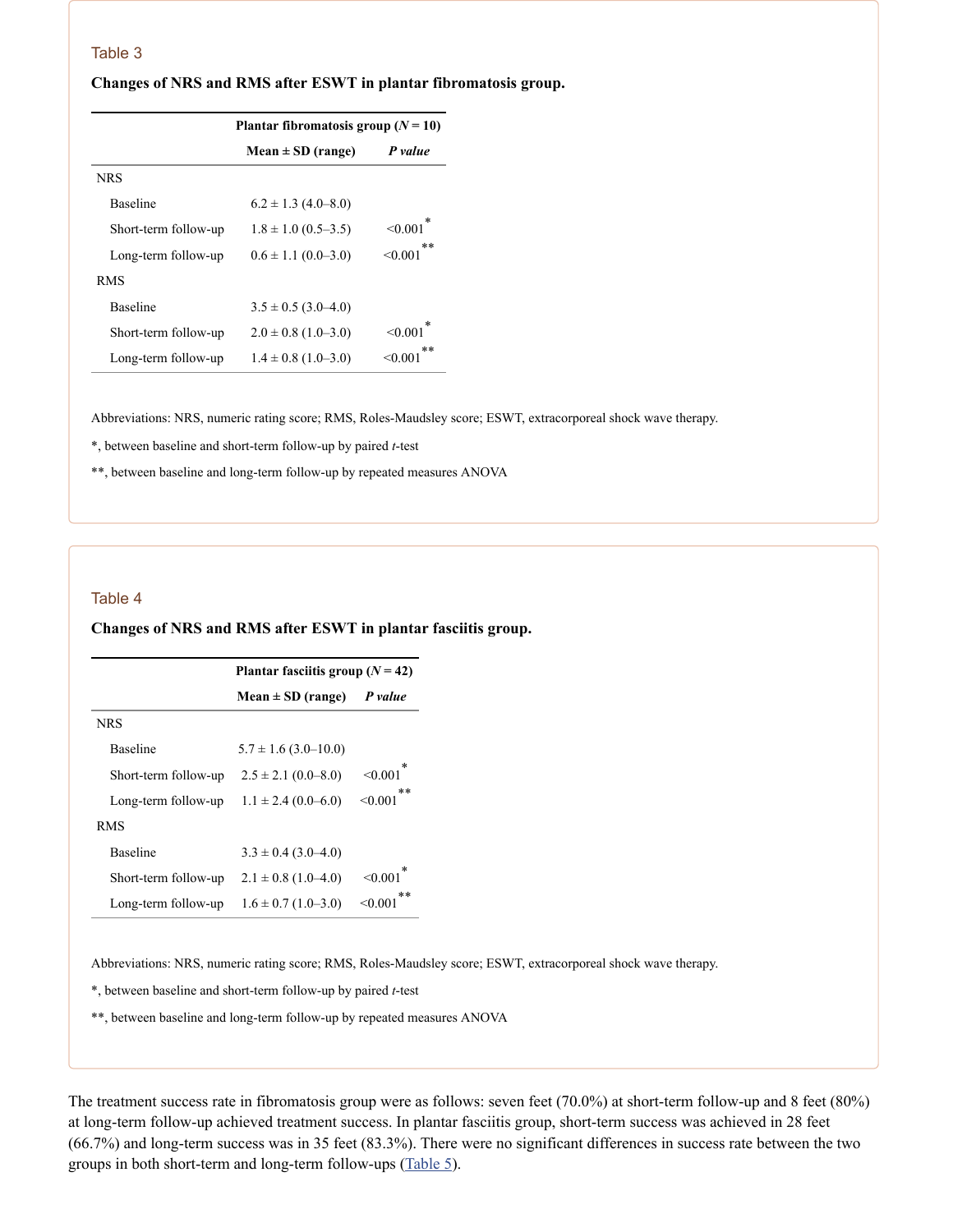Table 3

**Changes of NRS and RMS after ESWT in plantar fibromatosis group.**

| | Plantar fibromatosis group (*N* = 10) | |
|---|---|---|
| | Mean ± SD (range) | *P value* |
| NRS | | |
| Baseline | 6.2 ± 1.3 (4.0–8.0) | |
| Short-term follow-up | 1.8 ± 1.0 (0.5–3.5) | <0.001* |
| Long-term follow-up | 0.6 ± 1.1 (0.0–3.0) | <0.001** |
| RMS | | |
| Baseline | 3.5 ± 0.5 (3.0–4.0) | |
| Short-term follow-up | 2.0 ± 0.8 (1.0–3.0) | <0.001* |
| Long-term follow-up | 1.4 ± 0.8 (1.0–3.0) | <0.001** |

Abbreviations: NRS, numeric rating score; RMS, Roles-Maudsley score; ESWT, extracorporeal shock wave therapy.

*, between baseline and short-term follow-up by paired *t*-test

**, between baseline and long-term follow-up by repeated measures ANOVA

Table 4

**Changes of NRS and RMS after ESWT in plantar fasciitis group.**

| | Plantar fasciitis group (*N* = 42) | |
|---|---|---|
| | Mean ± SD (range) | *P value* |
| NRS | | |
| Baseline | 5.7 ± 1.6 (3.0–10.0) | |
| Short-term follow-up | 2.5 ± 2.1 (0.0–8.0) | <0.001* |
| Long-term follow-up | 1.1 ± 2.4 (0.0–6.0) | <0.001** |
| RMS | | |
| Baseline | 3.3 ± 0.4 (3.0–4.0) | |
| Short-term follow-up | 2.1 ± 0.8 (1.0–4.0) | <0.001* |
| Long-term follow-up | 1.6 ± 0.7 (1.0–3.0) | <0.001** |

Abbreviations: NRS, numeric rating score; RMS, Roles-Maudsley score; ESWT, extracorporeal shock wave therapy.

*, between baseline and short-term follow-up by paired *t*-test

**, between baseline and long-term follow-up by repeated measures ANOVA

The treatment success rate in fibromatosis group were as follows: seven feet (70.0%) at short-term follow-up and 8 feet (80%) at long-term follow-up achieved treatment success. In plantar fasciitis group, short-term success was achieved in 28 feet (66.7%) and long-term success was in 35 feet (83.3%). There were no significant differences in success rate between the two groups in both short-term and long-term follow-ups (Table 5).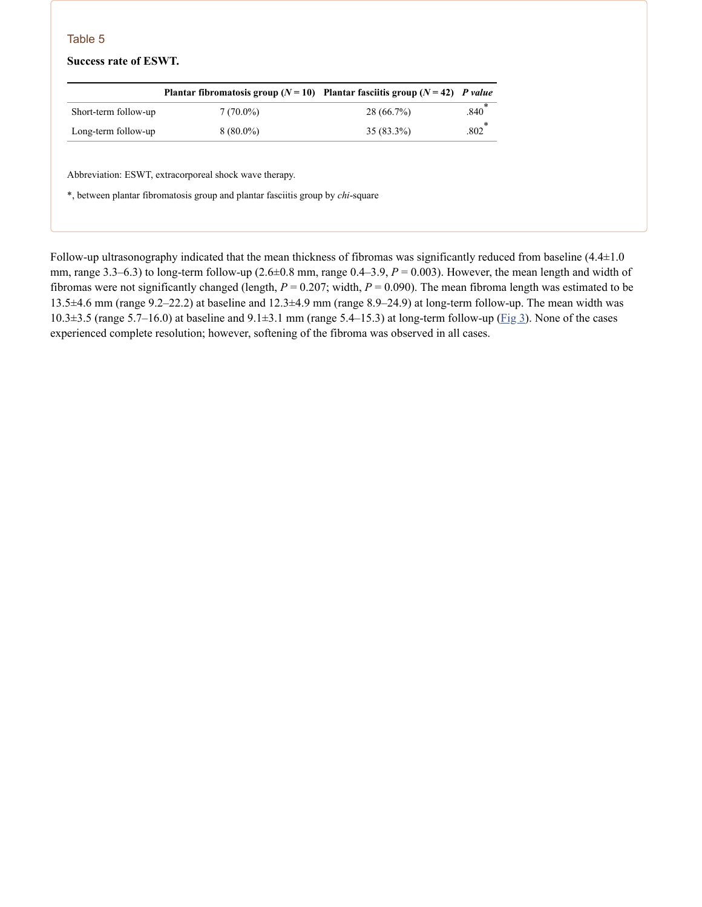Table 5

**Success rate of ESWT.**

| | Plantar fibromatosis group ($N = 10$) | Plantar fasciitis group ($N = 42$) | *P value* |
|---|---|---|---|
| Short-term follow-up | 7 (70.0%) | 28 (66.7%) | .840* |
| Long-term follow-up | 8 (80.0%) | 35 (83.3%) | .802* |

Abbreviation: ESWT, extracorporeal shock wave therapy.

*, between plantar fibromatosis group and plantar fasciitis group by *chi*-square

Follow-up ultrasonography indicated that the mean thickness of fibromas was significantly reduced from baseline (4.4±1.0 mm, range 3.3–6.3) to long-term follow-up (2.6±0.8 mm, range 0.4–3.9, $P = 0.003$). However, the mean length and width of fibromas were not significantly changed (length, $P = 0.207$; width, $P = 0.090$). The mean fibroma length was estimated to be 13.5±4.6 mm (range 9.2–22.2) at baseline and 12.3±4.9 mm (range 8.9–24.9) at long-term follow-up. The mean width was 10.3±3.5 (range 5.7–16.0) at baseline and 9.1±3.1 mm (range 5.4–15.3) at long-term follow-up (Fig 3). None of the cases experienced complete resolution; however, softening of the fibroma was observed in all cases.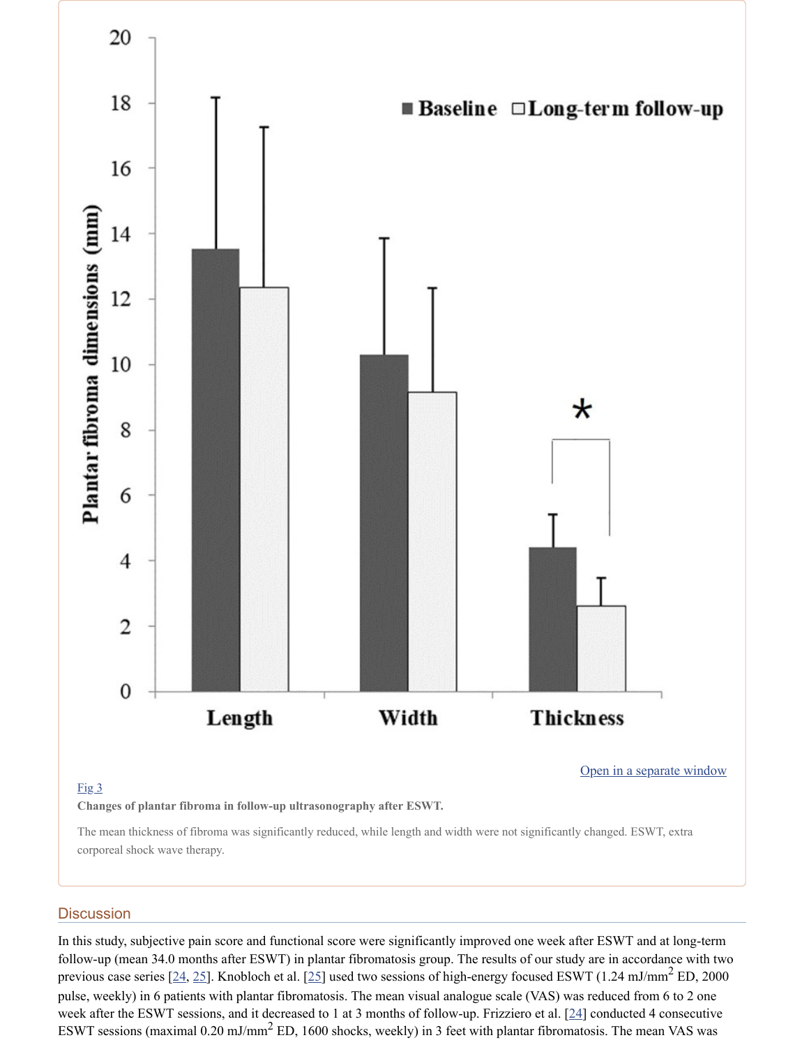Open in a separate window

Fig 3

**Changes of plantar fibroma in follow-up ultrasonography after ESWT.**

The mean thickness of fibroma was significantly reduced, while length and width were not significantly changed. ESWT, extra corporeal shock wave therapy.

## Discussion

In this study, subjective pain score and functional score were significantly improved one week after ESWT and at long-term follow-up (mean 34.0 months after ESWT) in plantar fibromatosis group. The results of our study are in accordance with two previous case series [24, 25]. Knobloch et al. [25] used two sessions of high-energy focused ESWT (1.24 mJ/mm$^2$ ED, 2000 pulse, weekly) in 6 patients with plantar fibromatosis. The mean visual analogue scale (VAS) was reduced from 6 to 2 one week after the ESWT sessions, and it decreased to 1 at 3 months of follow-up. Frizziero et al. [24] conducted 4 consecutive ESWT sessions (maximal 0.20 mJ/mm$^2$ ED, 1600 shocks, weekly) in 3 feet with plantar fibromatosis. The mean VAS was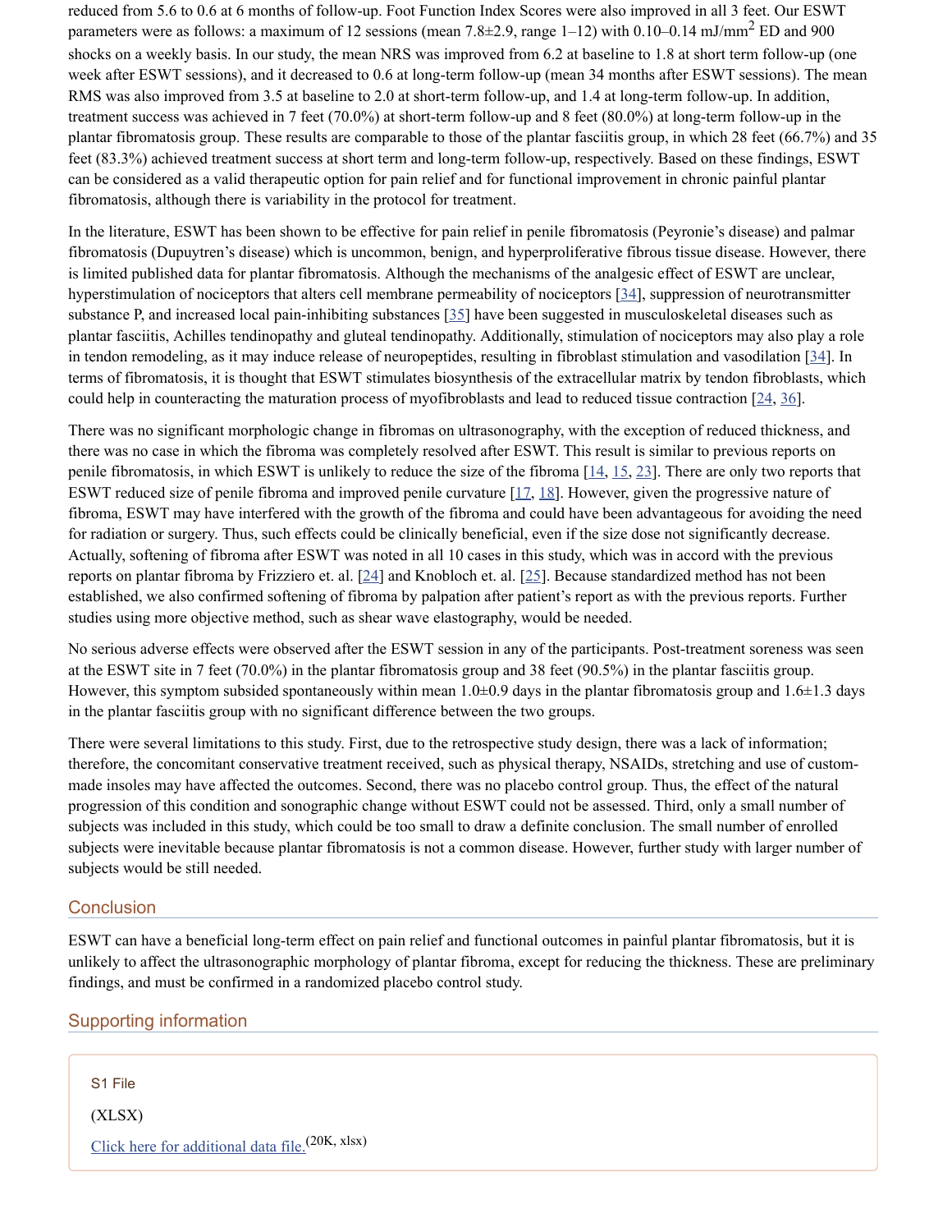reduced from 5.6 to 0.6 at 6 months of follow-up. Foot Function Index Scores were also improved in all 3 feet. Our ESWT parameters were as follows: a maximum of 12 sessions (mean 7.8±2.9, range 1–12) with 0.10–0.14 mJ/mm$^2$ ED and 900 shocks on a weekly basis. In our study, the mean NRS was improved from 6.2 at baseline to 1.8 at short term follow-up (one week after ESWT sessions), and it decreased to 0.6 at long-term follow-up (mean 34 months after ESWT sessions). The mean RMS was also improved from 3.5 at baseline to 2.0 at short-term follow-up, and 1.4 at long-term follow-up. In addition, treatment success was achieved in 7 feet (70.0%) at short-term follow-up and 8 feet (80.0%) at long-term follow-up in the plantar fibromatosis group. These results are comparable to those of the plantar fasciitis group, in which 28 feet (66.7%) and 35 feet (83.3%) achieved treatment success at short term and long-term follow-up, respectively. Based on these findings, ESWT can be considered as a valid therapeutic option for pain relief and for functional improvement in chronic painful plantar fibromatosis, although there is variability in the protocol for treatment.

In the literature, ESWT has been shown to be effective for pain relief in penile fibromatosis (Peyronie's disease) and palmar fibromatosis (Dupuytren's disease) which is uncommon, benign, and hyperproliferative fibrous tissue disease. However, there is limited published data for plantar fibromatosis. Although the mechanisms of the analgesic effect of ESWT are unclear, hyperstimulation of nociceptors that alters cell membrane permeability of nociceptors [34], suppression of neurotransmitter substance P, and increased local pain-inhibiting substances [35] have been suggested in musculoskeletal diseases such as plantar fasciitis, Achilles tendinopathy and gluteal tendinopathy. Additionally, stimulation of nociceptors may also play a role in tendon remodeling, as it may induce release of neuropeptides, resulting in fibroblast stimulation and vasodilation [34]. In terms of fibromatosis, it is thought that ESWT stimulates biosynthesis of the extracellular matrix by tendon fibroblasts, which could help in counteracting the maturation process of myofibroblasts and lead to reduced tissue contraction [24, 36].

There was no significant morphologic change in fibromas on ultrasonography, with the exception of reduced thickness, and there was no case in which the fibroma was completely resolved after ESWT. This result is similar to previous reports on penile fibromatosis, in which ESWT is unlikely to reduce the size of the fibroma [14, 15, 23]. There are only two reports that ESWT reduced size of penile fibroma and improved penile curvature [17, 18]. However, given the progressive nature of fibroma, ESWT may have interfered with the growth of the fibroma and could have been advantageous for avoiding the need for radiation or surgery. Thus, such effects could be clinically beneficial, even if the size dose not significantly decrease. Actually, softening of fibroma after ESWT was noted in all 10 cases in this study, which was in accord with the previous reports on plantar fibroma by Frizziero et. al. [24] and Knobloch et. al. [25]. Because standardized method has not been established, we also confirmed softening of fibroma by palpation after patient's report as with the previous reports. Further studies using more objective method, such as shear wave elastography, would be needed.

No serious adverse effects were observed after the ESWT session in any of the participants. Post-treatment soreness was seen at the ESWT site in 7 feet (70.0%) in the plantar fibromatosis group and 38 feet (90.5%) in the plantar fasciitis group. However, this symptom subsided spontaneously within mean 1.0±0.9 days in the plantar fibromatosis group and 1.6±1.3 days in the plantar fasciitis group with no significant difference between the two groups.

There were several limitations to this study. First, due to the retrospective study design, there was a lack of information; therefore, the concomitant conservative treatment received, such as physical therapy, NSAIDs, stretching and use of custom-made insoles may have affected the outcomes. Second, there was no placebo control group. Thus, the effect of the natural progression of this condition and sonographic change without ESWT could not be assessed. Third, only a small number of subjects was included in this study, which could be too small to draw a definite conclusion. The small number of enrolled subjects were inevitable because plantar fibromatosis is not a common disease. However, further study with larger number of subjects would be still needed.

## Conclusion

ESWT can have a beneficial long-term effect on pain relief and functional outcomes in painful plantar fibromatosis, but it is unlikely to affect the ultrasonographic morphology of plantar fibroma, except for reducing the thickness. These are preliminary findings, and must be confirmed in a randomized placebo control study.

## Supporting information

S1 File

(XLSX)

Click here for additional data file. (20K, xlsx)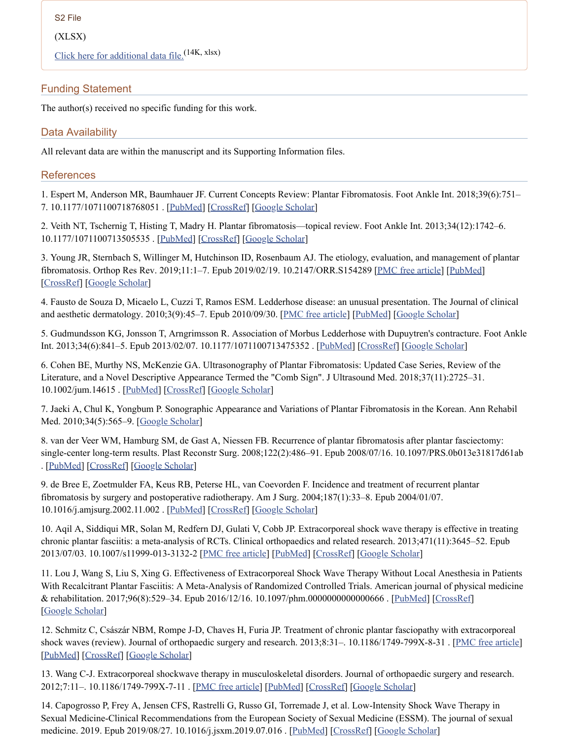S2 File

(XLSX)

Click here for additional data file.(14K, xlsx)

## Funding Statement

The author(s) received no specific funding for this work.

## Data Availability

All relevant data are within the manuscript and its Supporting Information files.

## References

1. Espert M, Anderson MR, Baumhauer JF. Current Concepts Review: Plantar Fibromatosis. Foot Ankle Int. 2018;39(6):751–7. 10.1177/1071100718768051 . [PubMed] [CrossRef] [Google Scholar]

2. Veith NT, Tschernig T, Histing T, Madry H. Plantar fibromatosis—topical review. Foot Ankle Int. 2013;34(12):1742–6. 10.1177/1071100713505535 . [PubMed] [CrossRef] [Google Scholar]

3. Young JR, Sternbach S, Willinger M, Hutchinson ID, Rosenbaum AJ. The etiology, evaluation, and management of plantar fibromatosis. Orthop Res Rev. 2019;11:1–7. Epub 2019/02/19. 10.2147/ORR.S154289 [PMC free article] [PubMed] [CrossRef] [Google Scholar]

4. Fausto de Souza D, Micaelo L, Cuzzi T, Ramos ESM. Ledderhose disease: an unusual presentation. The Journal of clinical and aesthetic dermatology. 2010;3(9):45–7. Epub 2010/09/30. [PMC free article] [PubMed] [Google Scholar]

5. Gudmundsson KG, Jonsson T, Arngrimsson R. Association of Morbus Ledderhose with Dupuytren's contracture. Foot Ankle Int. 2013;34(6):841–5. Epub 2013/02/07. 10.1177/1071100713475352 . [PubMed] [CrossRef] [Google Scholar]

6. Cohen BE, Murthy NS, McKenzie GA. Ultrasonography of Plantar Fibromatosis: Updated Case Series, Review of the Literature, and a Novel Descriptive Appearance Termed the "Comb Sign". J Ultrasound Med. 2018;37(11):2725–31. 10.1002/jum.14615 . [PubMed] [CrossRef] [Google Scholar]

7. Jaeki A, Chul K, Yongbum P. Sonographic Appearance and Variations of Plantar Fibromatosis in the Korean. Ann Rehabil Med. 2010;34(5):565–9. [Google Scholar]

8. van der Veer WM, Hamburg SM, de Gast A, Niessen FB. Recurrence of plantar fibromatosis after plantar fasciectomy: single-center long-term results. Plast Reconstr Surg. 2008;122(2):486–91. Epub 2008/07/16. 10.1097/PRS.0b013e31817d61ab . [PubMed] [CrossRef] [Google Scholar]

9. de Bree E, Zoetmulder FA, Keus RB, Peterse HL, van Coevorden F. Incidence and treatment of recurrent plantar fibromatosis by surgery and postoperative radiotherapy. Am J Surg. 2004;187(1):33–8. Epub 2004/01/07. 10.1016/j.amjsurg.2002.11.002 . [PubMed] [CrossRef] [Google Scholar]

10. Aqil A, Siddiqui MR, Solan M, Redfern DJ, Gulati V, Cobb JP. Extracorporeal shock wave therapy is effective in treating chronic plantar fasciitis: a meta-analysis of RCTs. Clinical orthopaedics and related research. 2013;471(11):3645–52. Epub 2013/07/03. 10.1007/s11999-013-3132-2 [PMC free article] [PubMed] [CrossRef] [Google Scholar]

11. Lou J, Wang S, Liu S, Xing G. Effectiveness of Extracorporeal Shock Wave Therapy Without Local Anesthesia in Patients With Recalcitrant Plantar Fasciitis: A Meta-Analysis of Randomized Controlled Trials. American journal of physical medicine & rehabilitation. 2017;96(8):529–34. Epub 2016/12/16. 10.1097/phm.0000000000000666 . [PubMed] [CrossRef] [Google Scholar]

12. Schmitz C, Császár NBM, Rompe J-D, Chaves H, Furia JP. Treatment of chronic plantar fasciopathy with extracorporeal shock waves (review). Journal of orthopaedic surgery and research. 2013;8:31–. 10.1186/1749-799X-8-31 . [PMC free article] [PubMed] [CrossRef] [Google Scholar]

13. Wang C-J. Extracorporeal shockwave therapy in musculoskeletal disorders. Journal of orthopaedic surgery and research. 2012;7:11–. 10.1186/1749-799X-7-11 . [PMC free article] [PubMed] [CrossRef] [Google Scholar]

14. Capogrosso P, Frey A, Jensen CFS, Rastrelli G, Russo GI, Torremade J, et al. Low-Intensity Shock Wave Therapy in Sexual Medicine-Clinical Recommendations from the European Society of Sexual Medicine (ESSM). The journal of sexual medicine. 2019. Epub 2019/08/27. 10.1016/j.jsxm.2019.07.016 . [PubMed] [CrossRef] [Google Scholar]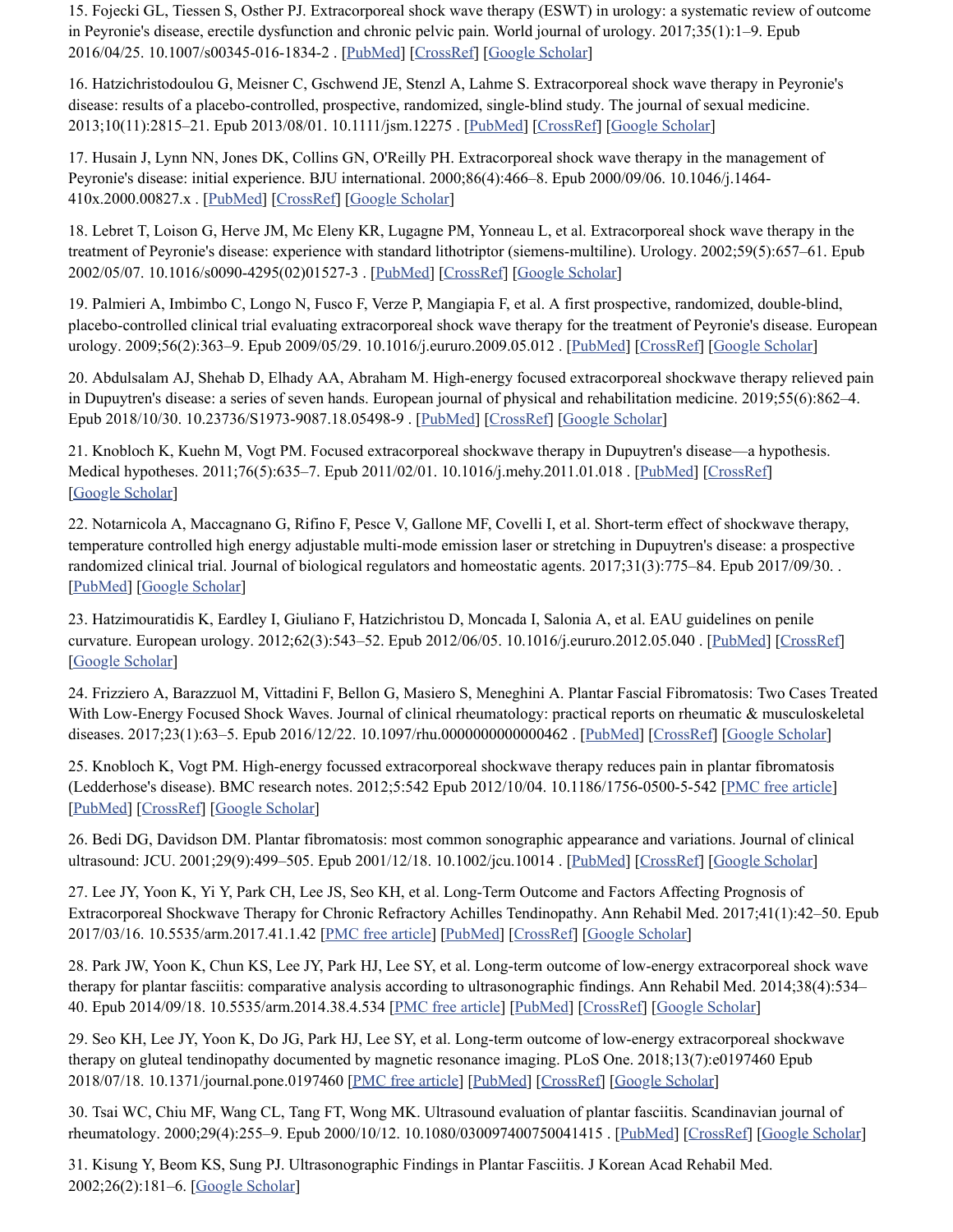15. Fojecki GL, Tiessen S, Osther PJ. Extracorporeal shock wave therapy (ESWT) in urology: a systematic review of outcome in Peyronie's disease, erectile dysfunction and chronic pelvic pain. World journal of urology. 2017;35(1):1–9. Epub 2016/04/25. 10.1007/s00345-016-1834-2 . [PubMed] [CrossRef] [Google Scholar]

16. Hatzichristodoulou G, Meisner C, Gschwend JE, Stenzl A, Lahme S. Extracorporeal shock wave therapy in Peyronie's disease: results of a placebo-controlled, prospective, randomized, single-blind study. The journal of sexual medicine. 2013;10(11):2815–21. Epub 2013/08/01. 10.1111/jsm.12275 . [PubMed] [CrossRef] [Google Scholar]

17. Husain J, Lynn NN, Jones DK, Collins GN, O'Reilly PH. Extracorporeal shock wave therapy in the management of Peyronie's disease: initial experience. BJU international. 2000;86(4):466–8. Epub 2000/09/06. 10.1046/j.1464-410x.2000.00827.x . [PubMed] [CrossRef] [Google Scholar]

18. Lebret T, Loison G, Herve JM, Mc Eleny KR, Lugagne PM, Yonneau L, et al. Extracorporeal shock wave therapy in the treatment of Peyronie's disease: experience with standard lithotriptor (siemens-multiline). Urology. 2002;59(5):657–61. Epub 2002/05/07. 10.1016/s0090-4295(02)01527-3 . [PubMed] [CrossRef] [Google Scholar]

19. Palmieri A, Imbimbo C, Longo N, Fusco F, Verze P, Mangiapia F, et al. A first prospective, randomized, double-blind, placebo-controlled clinical trial evaluating extracorporeal shock wave therapy for the treatment of Peyronie's disease. European urology. 2009;56(2):363–9. Epub 2009/05/29. 10.1016/j.eururo.2009.05.012 . [PubMed] [CrossRef] [Google Scholar]

20. Abdulsalam AJ, Shehab D, Elhady AA, Abraham M. High-energy focused extracorporeal shockwave therapy relieved pain in Dupuytren's disease: a series of seven hands. European journal of physical and rehabilitation medicine. 2019;55(6):862–4. Epub 2018/10/30. 10.23736/S1973-9087.18.05498-9 . [PubMed] [CrossRef] [Google Scholar]

21. Knobloch K, Kuehn M, Vogt PM. Focused extracorporeal shockwave therapy in Dupuytren's disease—a hypothesis. Medical hypotheses. 2011;76(5):635–7. Epub 2011/02/01. 10.1016/j.mehy.2011.01.018 . [PubMed] [CrossRef] [Google Scholar]

22. Notarnicola A, Maccagnano G, Rifino F, Pesce V, Gallone MF, Covelli I, et al. Short-term effect of shockwave therapy, temperature controlled high energy adjustable multi-mode emission laser or stretching in Dupuytren's disease: a prospective randomized clinical trial. Journal of biological regulators and homeostatic agents. 2017;31(3):775–84. Epub 2017/09/30. . [PubMed] [Google Scholar]

23. Hatzimouratidis K, Eardley I, Giuliano F, Hatzichristou D, Moncada I, Salonia A, et al. EAU guidelines on penile curvature. European urology. 2012;62(3):543–52. Epub 2012/06/05. 10.1016/j.eururo.2012.05.040 . [PubMed] [CrossRef] [Google Scholar]

24. Frizziero A, Barazzuol M, Vittadini F, Bellon G, Masiero S, Meneghini A. Plantar Fascial Fibromatosis: Two Cases Treated With Low-Energy Focused Shock Waves. Journal of clinical rheumatology: practical reports on rheumatic & musculoskeletal diseases. 2017;23(1):63–5. Epub 2016/12/22. 10.1097/rhu.0000000000000462 . [PubMed] [CrossRef] [Google Scholar]

25. Knobloch K, Vogt PM. High-energy focussed extracorporeal shockwave therapy reduces pain in plantar fibromatosis (Ledderhose's disease). BMC research notes. 2012;5:542 Epub 2012/10/04. 10.1186/1756-0500-5-542 [PMC free article] [PubMed] [CrossRef] [Google Scholar]

26. Bedi DG, Davidson DM. Plantar fibromatosis: most common sonographic appearance and variations. Journal of clinical ultrasound: JCU. 2001;29(9):499–505. Epub 2001/12/18. 10.1002/jcu.10014 . [PubMed] [CrossRef] [Google Scholar]

27. Lee JY, Yoon K, Yi Y, Park CH, Lee JS, Seo KH, et al. Long-Term Outcome and Factors Affecting Prognosis of Extracorporeal Shockwave Therapy for Chronic Refractory Achilles Tendinopathy. Ann Rehabil Med. 2017;41(1):42–50. Epub 2017/03/16. 10.5535/arm.2017.41.1.42 [PMC free article] [PubMed] [CrossRef] [Google Scholar]

28. Park JW, Yoon K, Chun KS, Lee JY, Park HJ, Lee SY, et al. Long-term outcome of low-energy extracorporeal shock wave therapy for plantar fasciitis: comparative analysis according to ultrasonographic findings. Ann Rehabil Med. 2014;38(4):534–40. Epub 2014/09/18. 10.5535/arm.2014.38.4.534 [PMC free article] [PubMed] [CrossRef] [Google Scholar]

29. Seo KH, Lee JY, Yoon K, Do JG, Park HJ, Lee SY, et al. Long-term outcome of low-energy extracorporeal shockwave therapy on gluteal tendinopathy documented by magnetic resonance imaging. PLoS One. 2018;13(7):e0197460 Epub 2018/07/18. 10.1371/journal.pone.0197460 [PMC free article] [PubMed] [CrossRef] [Google Scholar]

30. Tsai WC, Chiu MF, Wang CL, Tang FT, Wong MK. Ultrasound evaluation of plantar fasciitis. Scandinavian journal of rheumatology. 2000;29(4):255–9. Epub 2000/10/12. 10.1080/030097400750041415 . [PubMed] [CrossRef] [Google Scholar]

31. Kisung Y, Beom KS, Sung PJ. Ultrasonographic Findings in Plantar Fasciitis. J Korean Acad Rehabil Med. 2002;26(2):181–6. [Google Scholar]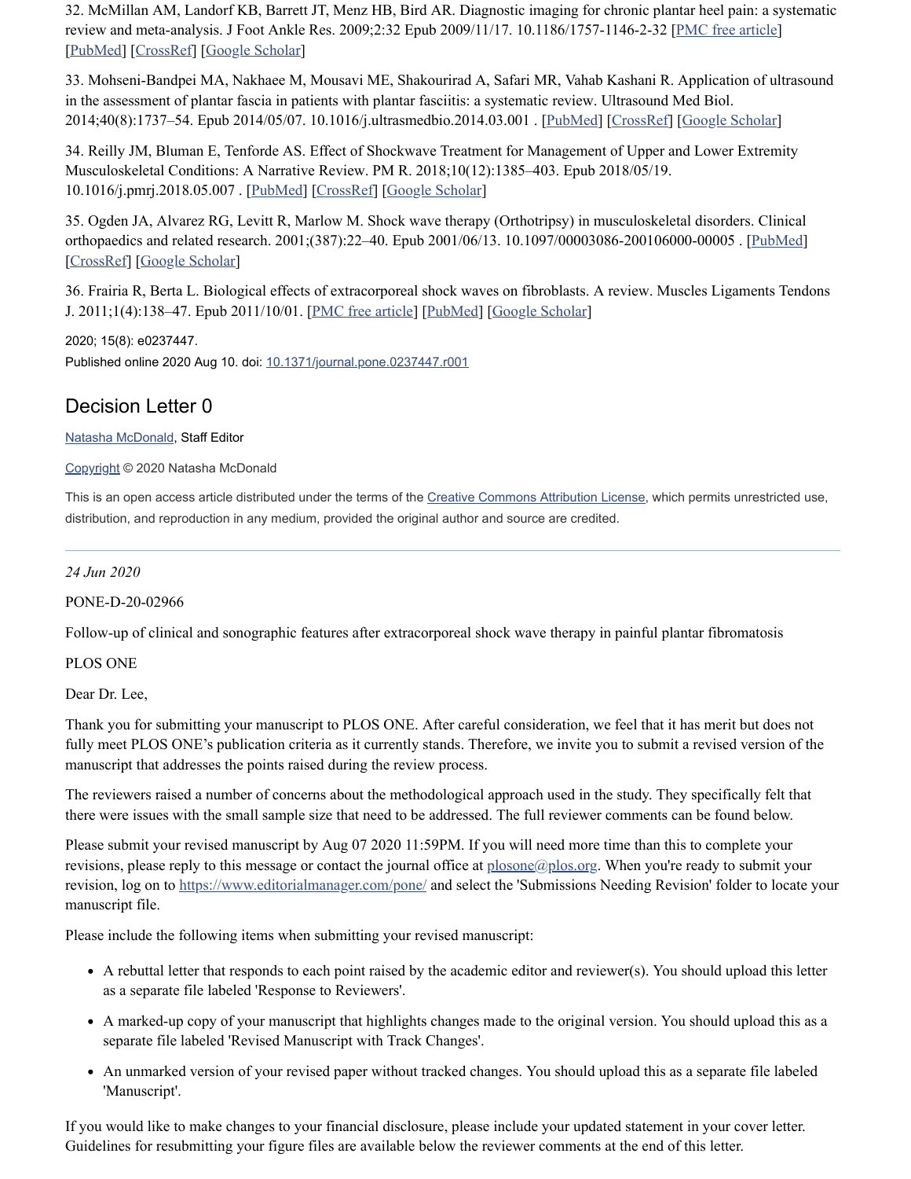32. McMillan AM, Landorf KB, Barrett JT, Menz HB, Bird AR. Diagnostic imaging for chronic plantar heel pain: a systematic review and meta-analysis. J Foot Ankle Res. 2009;2:32 Epub 2009/11/17. 10.1186/1757-1146-2-32 [PMC free article] [PubMed] [CrossRef] [Google Scholar]

33. Mohseni-Bandpei MA, Nakhaee M, Mousavi ME, Shakourirad A, Safari MR, Vahab Kashani R. Application of ultrasound in the assessment of plantar fascia in patients with plantar fasciitis: a systematic review. Ultrasound Med Biol. 2014;40(8):1737–54. Epub 2014/05/07. 10.1016/j.ultrasmedbio.2014.03.001 . [PubMed] [CrossRef] [Google Scholar]

34. Reilly JM, Bluman E, Tenforde AS. Effect of Shockwave Treatment for Management of Upper and Lower Extremity Musculoskeletal Conditions: A Narrative Review. PM R. 2018;10(12):1385–403. Epub 2018/05/19. 10.1016/j.pmrj.2018.05.007 . [PubMed] [CrossRef] [Google Scholar]

35. Ogden JA, Alvarez RG, Levitt R, Marlow M. Shock wave therapy (Orthotripsy) in musculoskeletal disorders. Clinical orthopaedics and related research. 2001;(387):22–40. Epub 2001/06/13. 10.1097/00003086-200106000-00005 . [PubMed] [CrossRef] [Google Scholar]

36. Frairia R, Berta L. Biological effects of extracorporeal shock waves on fibroblasts. A review. Muscles Ligaments Tendons J. 2011;1(4):138–47. Epub 2011/10/01. [PMC free article] [PubMed] [Google Scholar]

2020; 15(8): e0237447.
Published online 2020 Aug 10. doi: 10.1371/journal.pone.0237447.r001

## Decision Letter 0

Natasha McDonald, Staff Editor

Copyright © 2020 Natasha McDonald

This is an open access article distributed under the terms of the Creative Commons Attribution License, which permits unrestricted use, distribution, and reproduction in any medium, provided the original author and source are credited.

---

*24 Jun 2020*

PONE-D-20-02966

Follow-up of clinical and sonographic features after extracorporeal shock wave therapy in painful plantar fibromatosis

PLOS ONE

Dear Dr. Lee,

Thank you for submitting your manuscript to PLOS ONE. After careful consideration, we feel that it has merit but does not fully meet PLOS ONE's publication criteria as it currently stands. Therefore, we invite you to submit a revised version of the manuscript that addresses the points raised during the review process.

The reviewers raised a number of concerns about the methodological approach used in the study. They specifically felt that there were issues with the small sample size that need to be addressed. The full reviewer comments can be found below.

Please submit your revised manuscript by Aug 07 2020 11:59PM. If you will need more time than this to complete your revisions, please reply to this message or contact the journal office at plosone@plos.org. When you're ready to submit your revision, log on to https://www.editorialmanager.com/pone/ and select the 'Submissions Needing Revision' folder to locate your manuscript file.

Please include the following items when submitting your revised manuscript:

- A rebuttal letter that responds to each point raised by the academic editor and reviewer(s). You should upload this letter as a separate file labeled 'Response to Reviewers'.
- A marked-up copy of your manuscript that highlights changes made to the original version. You should upload this as a separate file labeled 'Revised Manuscript with Track Changes'.
- An unmarked version of your revised paper without tracked changes. You should upload this as a separate file labeled 'Manuscript'.

If you would like to make changes to your financial disclosure, please include your updated statement in your cover letter. Guidelines for resubmitting your figure files are available below the reviewer comments at the end of this letter.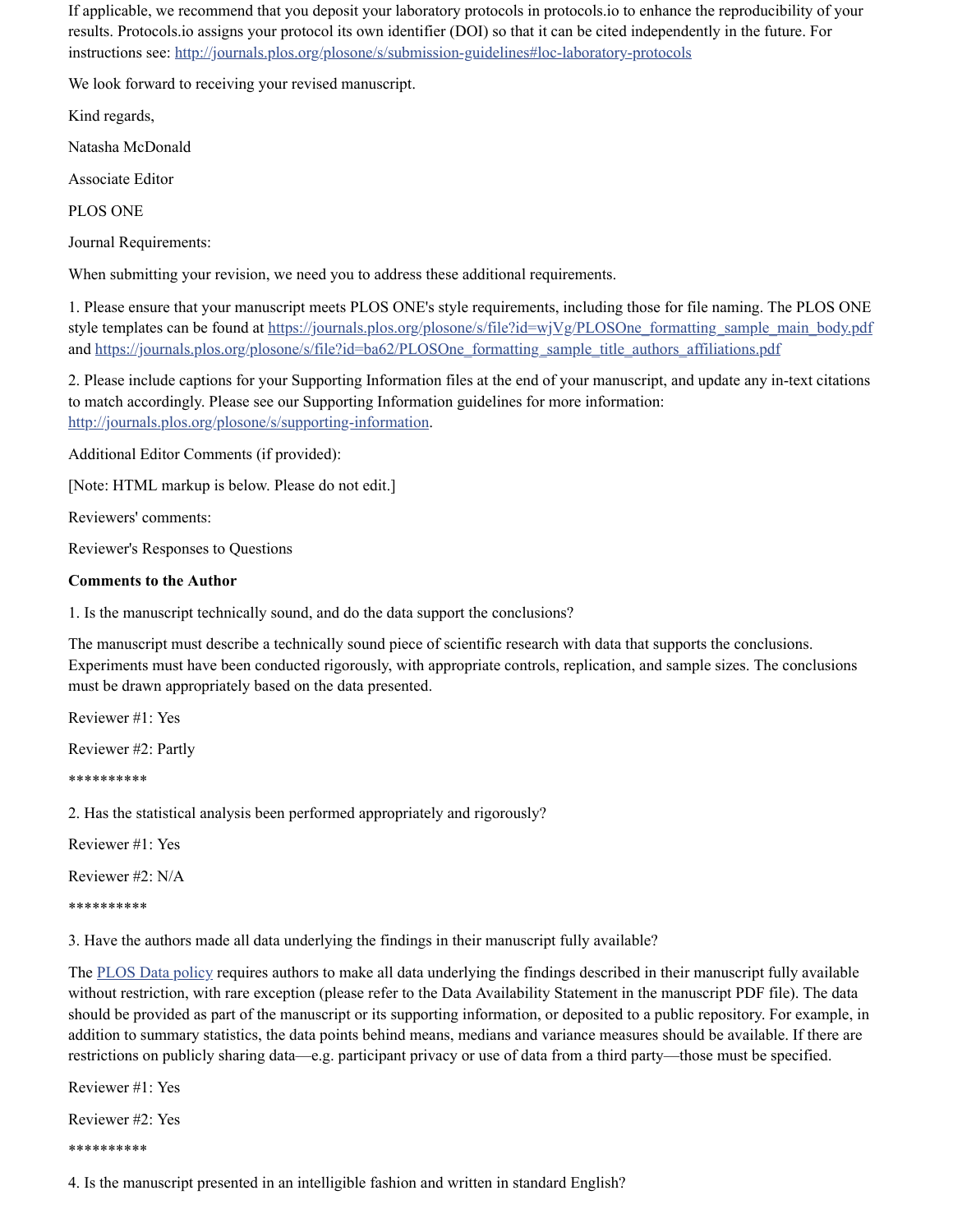If applicable, we recommend that you deposit your laboratory protocols in protocols.io to enhance the reproducibility of your results. Protocols.io assigns your protocol its own identifier (DOI) so that it can be cited independently in the future. For instructions see: http://journals.plos.org/plosone/s/submission-guidelines#loc-laboratory-protocols

We look forward to receiving your revised manuscript.

Kind regards,

Natasha McDonald

Associate Editor

PLOS ONE

Journal Requirements:

When submitting your revision, we need you to address these additional requirements.

1. Please ensure that your manuscript meets PLOS ONE's style requirements, including those for file naming. The PLOS ONE style templates can be found at https://journals.plos.org/plosone/s/file?id=wjVg/PLOSOne_formatting_sample_main_body.pdf and https://journals.plos.org/plosone/s/file?id=ba62/PLOSOne_formatting_sample_title_authors_affiliations.pdf

2. Please include captions for your Supporting Information files at the end of your manuscript, and update any in-text citations to match accordingly. Please see our Supporting Information guidelines for more information: http://journals.plos.org/plosone/s/supporting-information.

Additional Editor Comments (if provided):

[Note: HTML markup is below. Please do not edit.]

Reviewers' comments:

Reviewer's Responses to Questions

**Comments to the Author**

1. Is the manuscript technically sound, and do the data support the conclusions?

The manuscript must describe a technically sound piece of scientific research with data that supports the conclusions. Experiments must have been conducted rigorously, with appropriate controls, replication, and sample sizes. The conclusions must be drawn appropriately based on the data presented.

Reviewer #1: Yes

Reviewer #2: Partly

**********

2. Has the statistical analysis been performed appropriately and rigorously?

Reviewer #1: Yes

Reviewer #2: N/A

**********

3. Have the authors made all data underlying the findings in their manuscript fully available?

The PLOS Data policy requires authors to make all data underlying the findings described in their manuscript fully available without restriction, with rare exception (please refer to the Data Availability Statement in the manuscript PDF file). The data should be provided as part of the manuscript or its supporting information, or deposited to a public repository. For example, in addition to summary statistics, the data points behind means, medians and variance measures should be available. If there are restrictions on publicly sharing data—e.g. participant privacy or use of data from a third party—those must be specified.

Reviewer #1: Yes

Reviewer #2: Yes

**********

4. Is the manuscript presented in an intelligible fashion and written in standard English?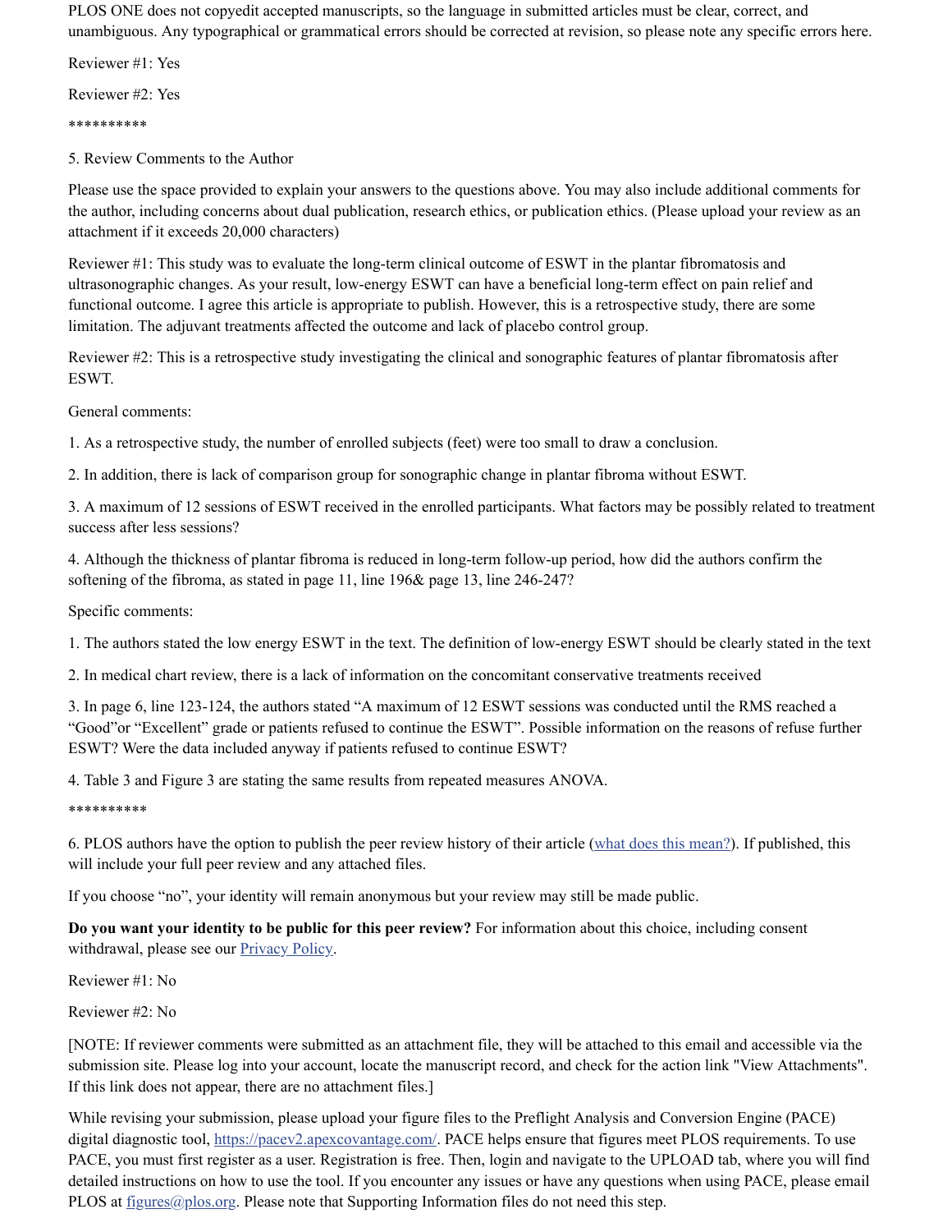PLOS ONE does not copyedit accepted manuscripts, so the language in submitted articles must be clear, correct, and unambiguous. Any typographical or grammatical errors should be corrected at revision, so please note any specific errors here.

Reviewer #1: Yes

Reviewer #2: Yes

**********

5. Review Comments to the Author

Please use the space provided to explain your answers to the questions above. You may also include additional comments for the author, including concerns about dual publication, research ethics, or publication ethics. (Please upload your review as an attachment if it exceeds 20,000 characters)

Reviewer #1: This study was to evaluate the long-term clinical outcome of ESWT in the plantar fibromatosis and ultrasonographic changes. As your result, low-energy ESWT can have a beneficial long-term effect on pain relief and functional outcome. I agree this article is appropriate to publish. However, this is a retrospective study, there are some limitation. The adjuvant treatments affected the outcome and lack of placebo control group.

Reviewer #2: This is a retrospective study investigating the clinical and sonographic features of plantar fibromatosis after ESWT.

General comments:

1. As a retrospective study, the number of enrolled subjects (feet) were too small to draw a conclusion.

2. In addition, there is lack of comparison group for sonographic change in plantar fibroma without ESWT.

3. A maximum of 12 sessions of ESWT received in the enrolled participants. What factors may be possibly related to treatment success after less sessions?

4. Although the thickness of plantar fibroma is reduced in long-term follow-up period, how did the authors confirm the softening of the fibroma, as stated in page 11, line 196& page 13, line 246-247?

Specific comments:

1. The authors stated the low energy ESWT in the text. The definition of low-energy ESWT should be clearly stated in the text

2. In medical chart review, there is a lack of information on the concomitant conservative treatments received

3. In page 6, line 123-124, the authors stated “A maximum of 12 ESWT sessions was conducted until the RMS reached a “Good”or “Excellent” grade or patients refused to continue the ESWT”. Possible information on the reasons of refuse further ESWT? Were the data included anyway if patients refused to continue ESWT?

4. Table 3 and Figure 3 are stating the same results from repeated measures ANOVA.

**********

6. PLOS authors have the option to publish the peer review history of their article (what does this mean?). If published, this will include your full peer review and any attached files.

If you choose “no”, your identity will remain anonymous but your review may still be made public.

**Do you want your identity to be public for this peer review?** For information about this choice, including consent withdrawal, please see our Privacy Policy.

Reviewer #1: No

Reviewer #2: No

[NOTE: If reviewer comments were submitted as an attachment file, they will be attached to this email and accessible via the submission site. Please log into your account, locate the manuscript record, and check for the action link "View Attachments". If this link does not appear, there are no attachment files.]

While revising your submission, please upload your figure files to the Preflight Analysis and Conversion Engine (PACE) digital diagnostic tool, https://pacev2.apexcovantage.com/. PACE helps ensure that figures meet PLOS requirements. To use PACE, you must first register as a user. Registration is free. Then, login and navigate to the UPLOAD tab, where you will find detailed instructions on how to use the tool. If you encounter any issues or have any questions when using PACE, please email PLOS at figures@plos.org. Please note that Supporting Information files do not need this step.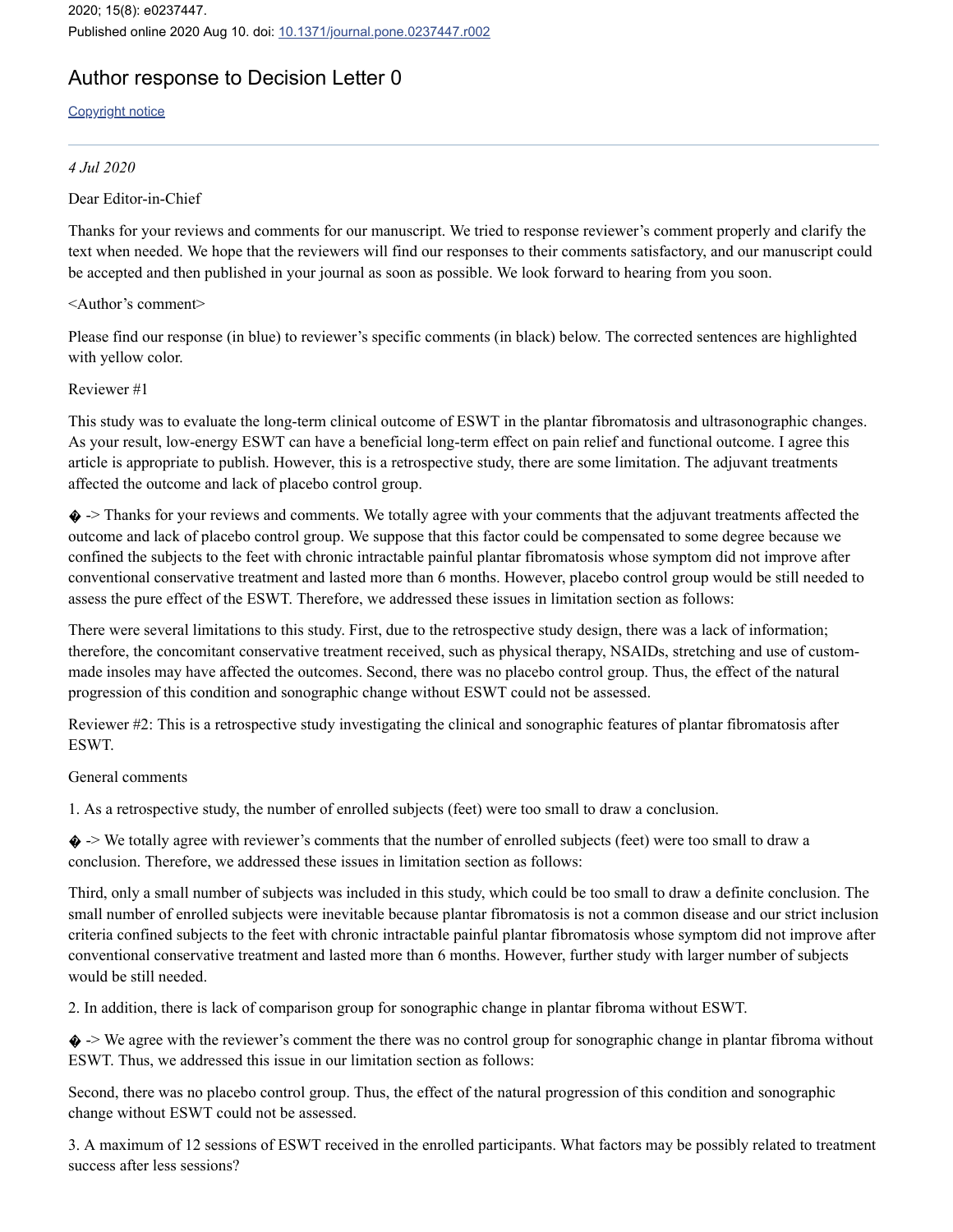2020; 15(8): e0237447.

Published online 2020 Aug 10. doi: 10.1371/journal.pone.0237447.r002

# Author response to Decision Letter 0

Copyright notice

*4 Jul 2020*

Dear Editor-in-Chief

Thanks for your reviews and comments for our manuscript. We tried to response reviewer's comment properly and clarify the text when needed. We hope that the reviewers will find our responses to their comments satisfactory, and our manuscript could be accepted and then published in your journal as soon as possible. We look forward to hearing from you soon.

<Author's comment>

Please find our response (in blue) to reviewer's specific comments (in black) below. The corrected sentences are highlighted with yellow color.

Reviewer #1

This study was to evaluate the long-term clinical outcome of ESWT in the plantar fibromatosis and ultrasonographic changes. As your result, low-energy ESWT can have a beneficial long-term effect on pain relief and functional outcome. I agree this article is appropriate to publish. However, this is a retrospective study, there are some limitation. The adjuvant treatments affected the outcome and lack of placebo control group.

� -> Thanks for your reviews and comments. We totally agree with your comments that the adjuvant treatments affected the outcome and lack of placebo control group. We suppose that this factor could be compensated to some degree because we confined the subjects to the feet with chronic intractable painful plantar fibromatosis whose symptom did not improve after conventional conservative treatment and lasted more than 6 months. However, placebo control group would be still needed to assess the pure effect of the ESWT. Therefore, we addressed these issues in limitation section as follows:

There were several limitations to this study. First, due to the retrospective study design, there was a lack of information; therefore, the concomitant conservative treatment received, such as physical therapy, NSAIDs, stretching and use of custom-made insoles may have affected the outcomes. Second, there was no placebo control group. Thus, the effect of the natural progression of this condition and sonographic change without ESWT could not be assessed.

Reviewer #2: This is a retrospective study investigating the clinical and sonographic features of plantar fibromatosis after ESWT.

General comments

1. As a retrospective study, the number of enrolled subjects (feet) were too small to draw a conclusion.

� -> We totally agree with reviewer's comments that the number of enrolled subjects (feet) were too small to draw a conclusion. Therefore, we addressed these issues in limitation section as follows:

Third, only a small number of subjects was included in this study, which could be too small to draw a definite conclusion. The small number of enrolled subjects were inevitable because plantar fibromatosis is not a common disease and our strict inclusion criteria confined subjects to the feet with chronic intractable painful plantar fibromatosis whose symptom did not improve after conventional conservative treatment and lasted more than 6 months. However, further study with larger number of subjects would be still needed.

2. In addition, there is lack of comparison group for sonographic change in plantar fibroma without ESWT.

� -> We agree with the reviewer's comment the there was no control group for sonographic change in plantar fibroma without ESWT. Thus, we addressed this issue in our limitation section as follows:

Second, there was no placebo control group. Thus, the effect of the natural progression of this condition and sonographic change without ESWT could not be assessed.

3. A maximum of 12 sessions of ESWT received in the enrolled participants. What factors may be possibly related to treatment success after less sessions?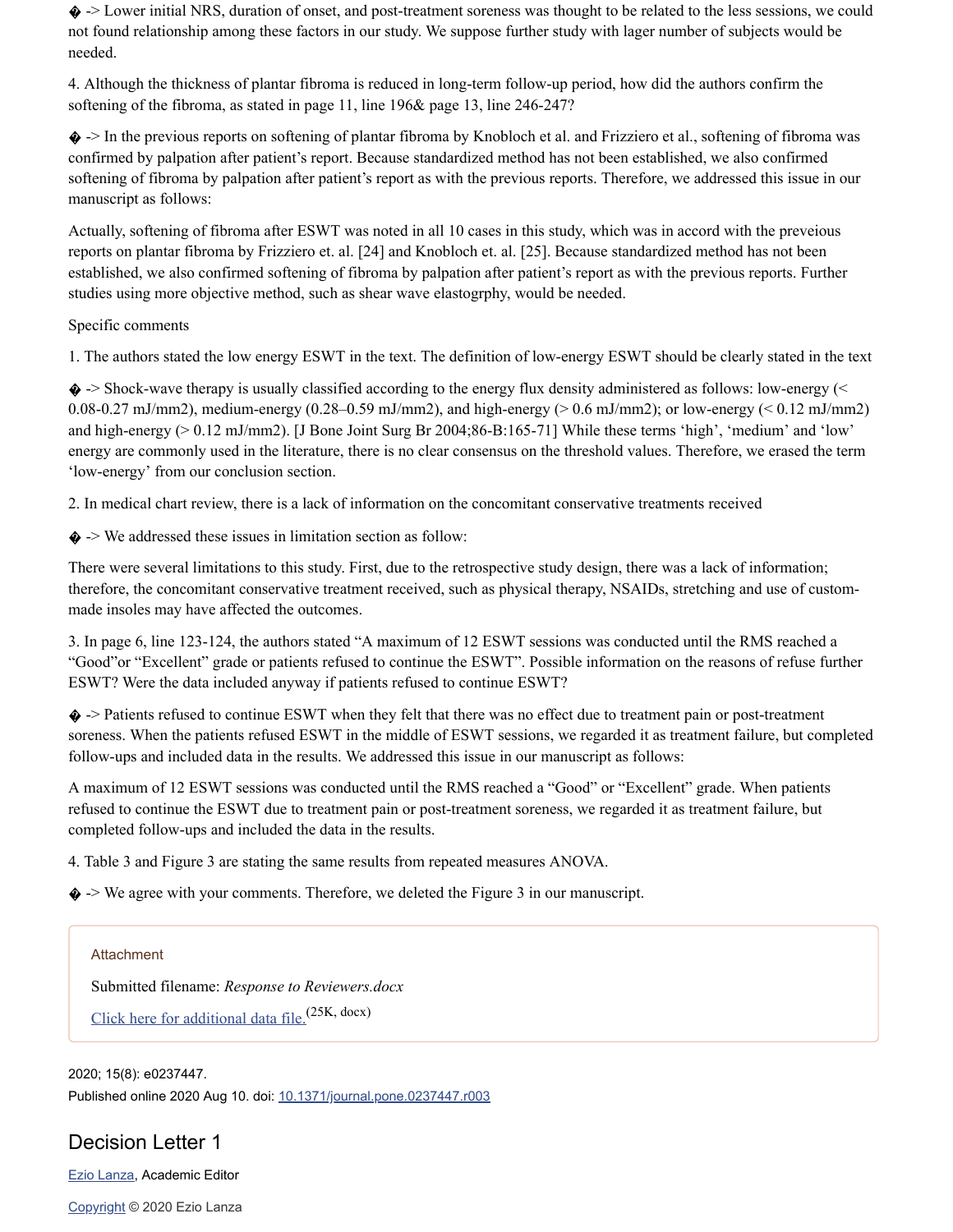� -> Lower initial NRS, duration of onset, and post-treatment soreness was thought to be related to the less sessions, we could not found relationship among these factors in our study. We suppose further study with lager number of subjects would be needed.

4. Although the thickness of plantar fibroma is reduced in long-term follow-up period, how did the authors confirm the softening of the fibroma, as stated in page 11, line 196& page 13, line 246-247?

� -> In the previous reports on softening of plantar fibroma by Knobloch et al. and Frizziero et al., softening of fibroma was confirmed by palpation after patient's report. Because standardized method has not been established, we also confirmed softening of fibroma by palpation after patient's report as with the previous reports. Therefore, we addressed this issue in our manuscript as follows:

Actually, softening of fibroma after ESWT was noted in all 10 cases in this study, which was in accord with the preveious reports on plantar fibroma by Frizziero et. al. [24] and Knobloch et. al. [25]. Because standardized method has not been established, we also confirmed softening of fibroma by palpation after patient's report as with the previous reports. Further studies using more objective method, such as shear wave elastogrphy, would be needed.

Specific comments

1. The authors stated the low energy ESWT in the text. The definition of low-energy ESWT should be clearly stated in the text

� -> Shock-wave therapy is usually classified according to the energy flux density administered as follows: low-energy (< 0.08-0.27 mJ/mm2), medium-energy (0.28–0.59 mJ/mm2), and high-energy (> 0.6 mJ/mm2); or low-energy (< 0.12 mJ/mm2) and high-energy (> 0.12 mJ/mm2). [J Bone Joint Surg Br 2004;86-B:165-71] While these terms 'high', 'medium' and 'low' energy are commonly used in the literature, there is no clear consensus on the threshold values. Therefore, we erased the term 'low-energy' from our conclusion section.

2. In medical chart review, there is a lack of information on the concomitant conservative treatments received

� -> We addressed these issues in limitation section as follow:

There were several limitations to this study. First, due to the retrospective study design, there was a lack of information; therefore, the concomitant conservative treatment received, such as physical therapy, NSAIDs, stretching and use of custom-made insoles may have affected the outcomes.

3. In page 6, line 123-124, the authors stated "A maximum of 12 ESWT sessions was conducted until the RMS reached a "Good"or "Excellent" grade or patients refused to continue the ESWT". Possible information on the reasons of refuse further ESWT? Were the data included anyway if patients refused to continue ESWT?

� -> Patients refused to continue ESWT when they felt that there was no effect due to treatment pain or post-treatment soreness. When the patients refused ESWT in the middle of ESWT sessions, we regarded it as treatment failure, but completed follow-ups and included data in the results. We addressed this issue in our manuscript as follows:

A maximum of 12 ESWT sessions was conducted until the RMS reached a "Good" or "Excellent" grade. When patients refused to continue the ESWT due to treatment pain or post-treatment soreness, we regarded it as treatment failure, but completed follow-ups and included the data in the results.

4. Table 3 and Figure 3 are stating the same results from repeated measures ANOVA.

� -> We agree with your comments. Therefore, we deleted the Figure 3 in our manuscript.

Attachment

Submitted filename: *Response to Reviewers.docx*

Click here for additional data file. (25K, docx)

2020; 15(8): e0237447.
Published online 2020 Aug 10. doi: 10.1371/journal.pone.0237447.r003

## Decision Letter 1

Ezio Lanza, Academic Editor

Copyright © 2020 Ezio Lanza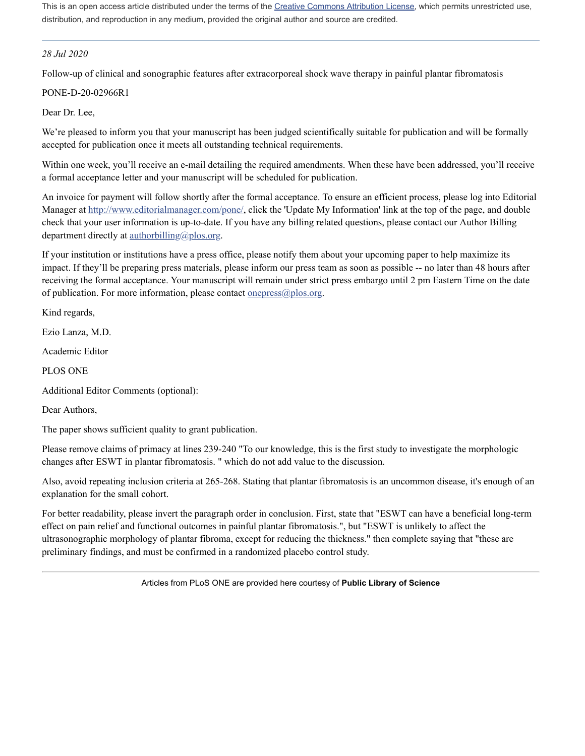This is an open access article distributed under the terms of the Creative Commons Attribution License, which permits unrestricted use, distribution, and reproduction in any medium, provided the original author and source are credited.

---

*28 Jul 2020*

Follow-up of clinical and sonographic features after extracorporeal shock wave therapy in painful plantar fibromatosis

PONE-D-20-02966R1

Dear Dr. Lee,

We're pleased to inform you that your manuscript has been judged scientifically suitable for publication and will be formally accepted for publication once it meets all outstanding technical requirements.

Within one week, you'll receive an e-mail detailing the required amendments. When these have been addressed, you'll receive a formal acceptance letter and your manuscript will be scheduled for publication.

An invoice for payment will follow shortly after the formal acceptance. To ensure an efficient process, please log into Editorial Manager at http://www.editorialmanager.com/pone/, click the 'Update My Information' link at the top of the page, and double check that your user information is up-to-date. If you have any billing related questions, please contact our Author Billing department directly at authorbilling@plos.org.

If your institution or institutions have a press office, please notify them about your upcoming paper to help maximize its impact. If they'll be preparing press materials, please inform our press team as soon as possible -- no later than 48 hours after receiving the formal acceptance. Your manuscript will remain under strict press embargo until 2 pm Eastern Time on the date of publication. For more information, please contact onepress@plos.org.

Kind regards,

Ezio Lanza, M.D.

Academic Editor

PLOS ONE

Additional Editor Comments (optional):

Dear Authors,

The paper shows sufficient quality to grant publication.

Please remove claims of primacy at lines 239-240 "To our knowledge, this is the first study to investigate the morphologic changes after ESWT in plantar fibromatosis. " which do not add value to the discussion.

Also, avoid repeating inclusion criteria at 265-268. Stating that plantar fibromatosis is an uncommon disease, it's enough of an explanation for the small cohort.

For better readability, please invert the paragraph order in conclusion. First, state that "ESWT can have a beneficial long-term effect on pain relief and functional outcomes in painful plantar fibromatosis.", but "ESWT is unlikely to affect the ultrasonographic morphology of plantar fibroma, except for reducing the thickness." then complete saying that "these are preliminary findings, and must be confirmed in a randomized placebo control study.

---

Articles from PLoS ONE are provided here courtesy of **Public Library of Science**